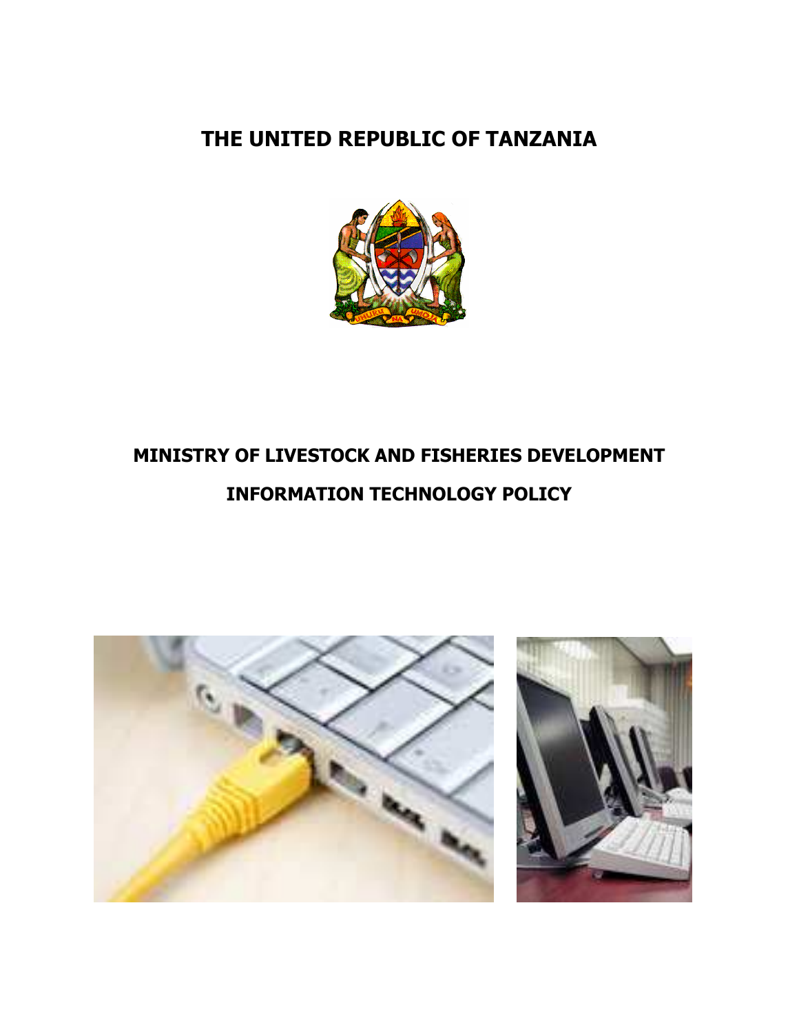# THE UNITED REPUBLIC OF TANZANIA

## MINISTRY OF LIVESTOCK AND FISHERIES DEVELOPMENT

## INFORMATION TECHNOLOGY POLICY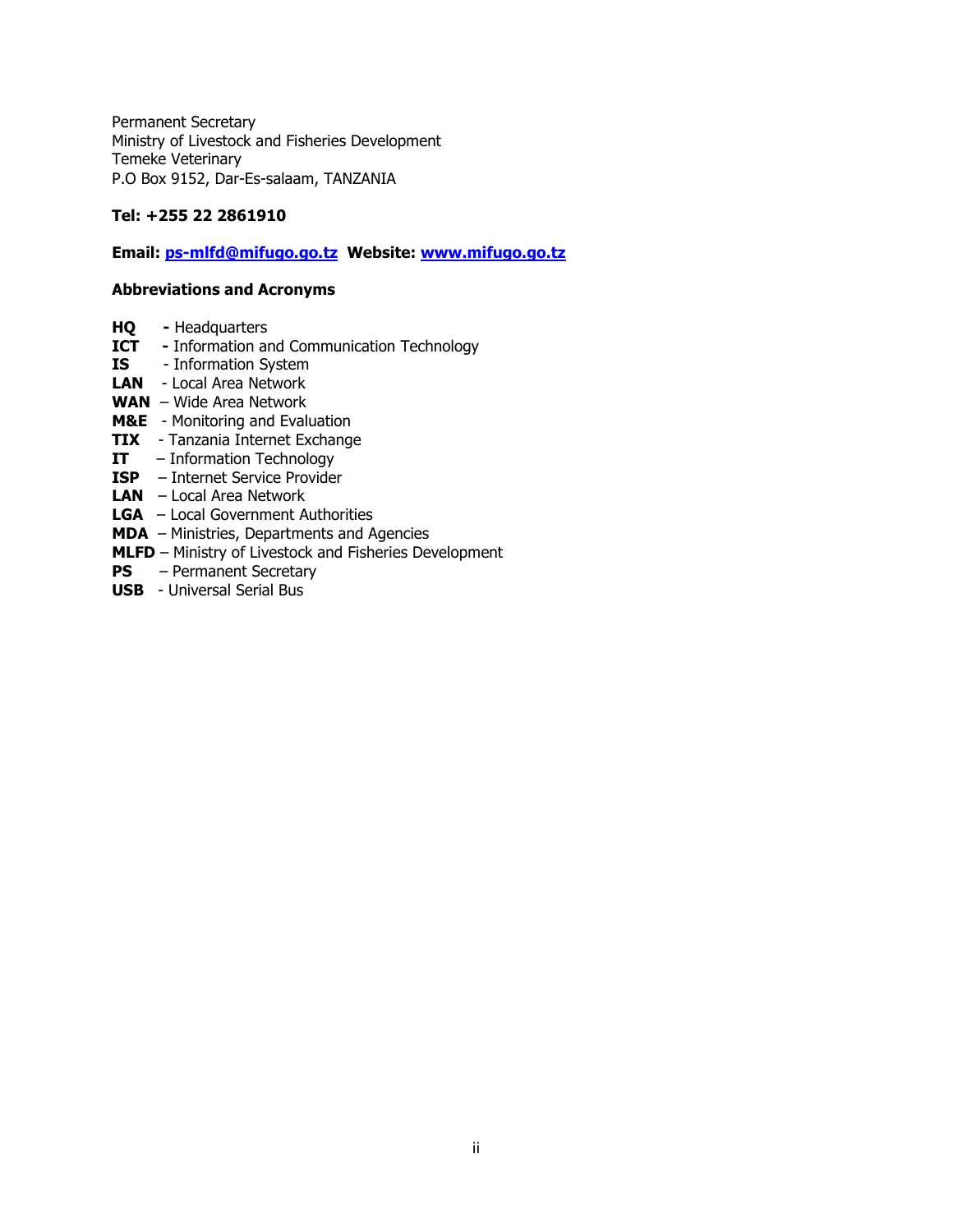Permanent Secretary
Ministry of Livestock and Fisheries Development
Temeke Veterinary
P.O Box 9152, Dar-Es-salaam, TANZANIA

**Tel: +255 22 2861910**

**Email: [ps-mlfd@mifugo.go.tz](mailto:ps-mlfd@mifugo.go.tz) Website: [www.mifugo.go.tz](http://www.mifugo.go.tz)**

### Abbreviations and Acronyms

**HQ** - Headquarters
**ICT** - Information and Communication Technology
**IS** - Information System
**LAN** - Local Area Network
**WAN** – Wide Area Network
**M&E** - Monitoring and Evaluation
**TIX** - Tanzania Internet Exchange
**IT** – Information Technology
**ISP** – Internet Service Provider
**LAN** – Local Area Network
**LGA** – Local Government Authorities
**MDA** – Ministries, Departments and Agencies
**MLFD** – Ministry of Livestock and Fisheries Development
**PS** – Permanent Secretary
**USB** - Universal Serial Bus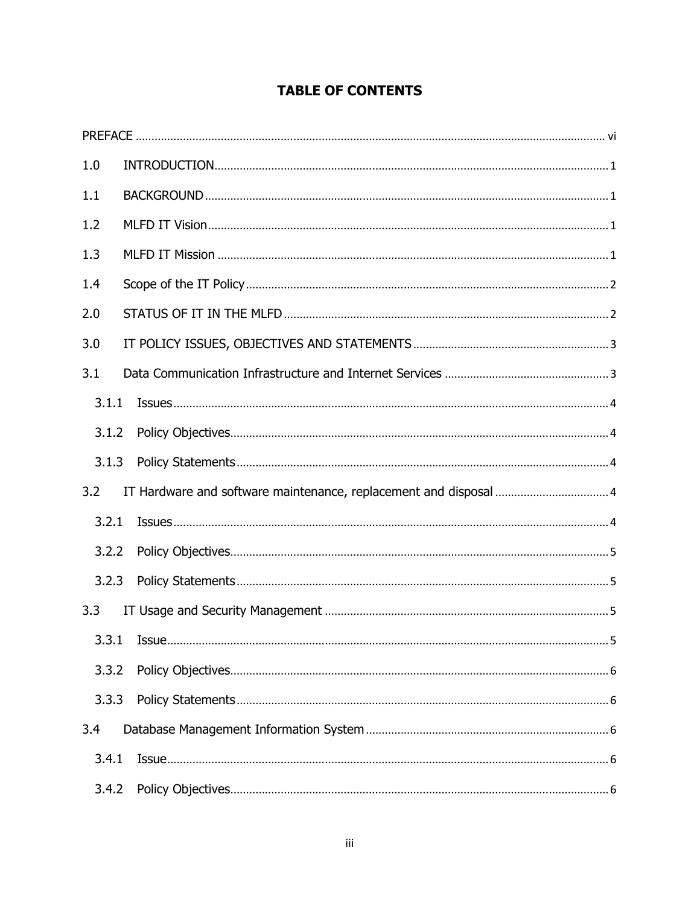# TABLE OF CONTENTS

PREFACE ..................................................................................................................................... vi

1.0 INTRODUCTION............................................................................................................ 1

1.1 BACKGROUND ............................................................................................................. 1

1.2 MLFD IT Vision.............................................................................................................. 1

1.3 MLFD IT Mission ........................................................................................................... 1

1.4 Scope of the IT Policy.................................................................................................... 2

2.0 STATUS OF IT IN THE MLFD ....................................................................................... 2

3.0 IT POLICY ISSUES, OBJECTIVES AND STATEMENTS .............................................. 3

3.1 Data Communication Infrastructure and Internet Services ............................................ 3

3.1.1 Issues........................................................................................................................ 4

3.1.2 Policy Objectives....................................................................................................... 4

3.1.3 Policy Statements ..................................................................................................... 4

3.2 IT Hardware and software maintenance, replacement and disposal ............................ 4

3.2.1 Issues........................................................................................................................ 4

3.2.2 Policy Objectives....................................................................................................... 5

3.2.3 Policy Statements ..................................................................................................... 5

3.3 IT Usage and Security Management ............................................................................ 5

3.3.1 Issue.......................................................................................................................... 5

3.3.2 Policy Objectives....................................................................................................... 6

3.3.3 Policy Statements ..................................................................................................... 6

3.4 Database Management Information System ................................................................ 6

3.4.1 Issue.......................................................................................................................... 6

3.4.2 Policy Objectives....................................................................................................... 6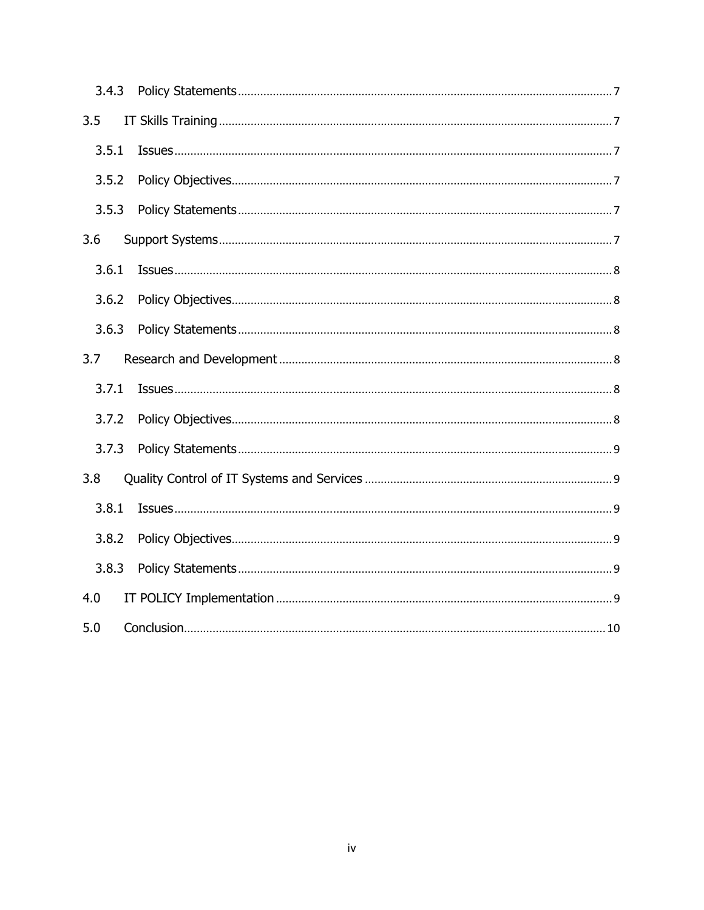3.4.3 Policy Statements ..... 7

3.5 IT Skills Training ..... 7

3.5.1 Issues ..... 7

3.5.2 Policy Objectives ..... 7

3.5.3 Policy Statements ..... 7

3.6 Support Systems ..... 7

3.6.1 Issues ..... 8

3.6.2 Policy Objectives ..... 8

3.6.3 Policy Statements ..... 8

3.7 Research and Development ..... 8

3.7.1 Issues ..... 8

3.7.2 Policy Objectives ..... 8

3.7.3 Policy Statements ..... 9

3.8 Quality Control of IT Systems and Services ..... 9

3.8.1 Issues ..... 9

3.8.2 Policy Objectives ..... 9

3.8.3 Policy Statements ..... 9

4.0 IT POLICY Implementation ..... 9

5.0 Conclusion ..... 10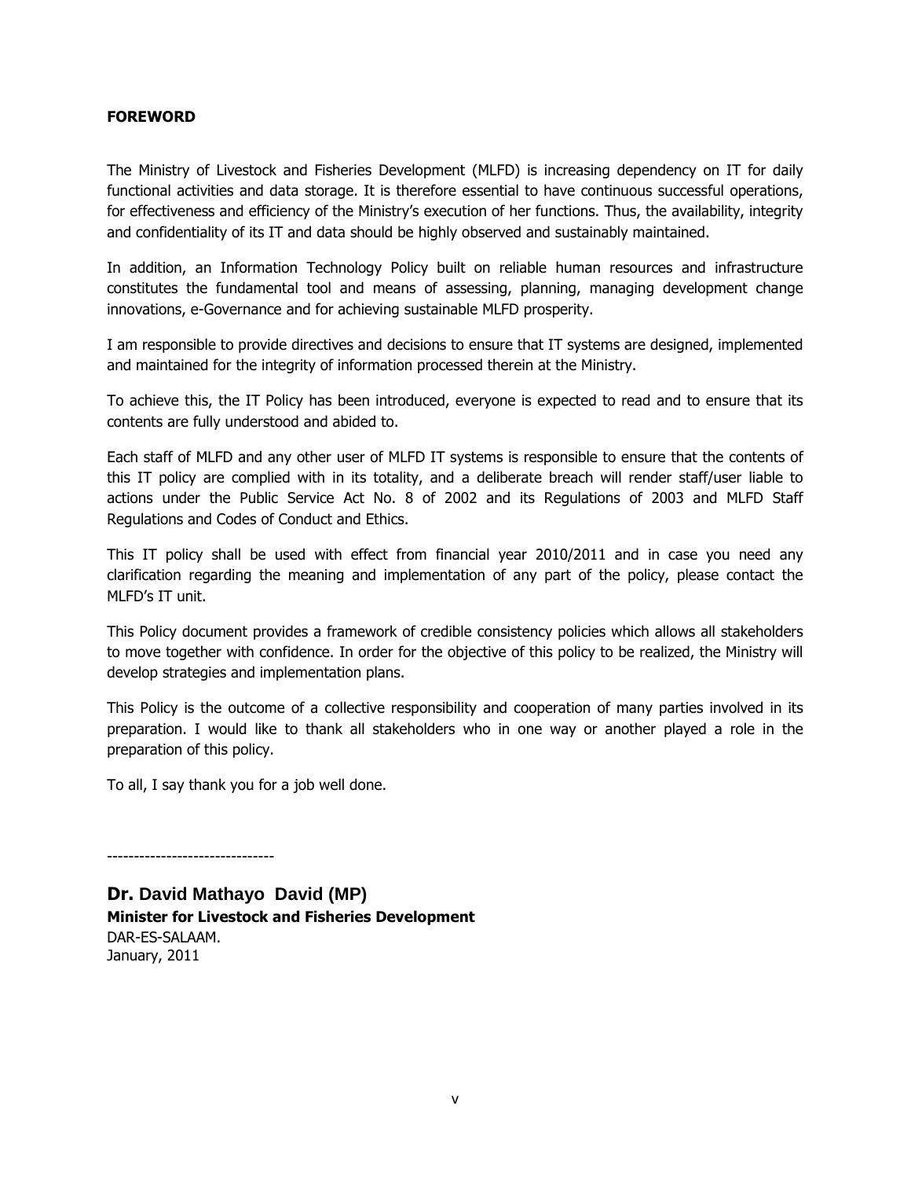## FOREWORD

The Ministry of Livestock and Fisheries Development (MLFD) is increasing dependency on IT for daily functional activities and data storage. It is therefore essential to have continuous successful operations, for effectiveness and efficiency of the Ministry's execution of her functions. Thus, the availability, integrity and confidentiality of its IT and data should be highly observed and sustainably maintained.

In addition, an Information Technology Policy built on reliable human resources and infrastructure constitutes the fundamental tool and means of assessing, planning, managing development change innovations, e-Governance and for achieving sustainable MLFD prosperity.

I am responsible to provide directives and decisions to ensure that IT systems are designed, implemented and maintained for the integrity of information processed therein at the Ministry.

To achieve this, the IT Policy has been introduced, everyone is expected to read and to ensure that its contents are fully understood and abided to.

Each staff of MLFD and any other user of MLFD IT systems is responsible to ensure that the contents of this IT policy are complied with in its totality, and a deliberate breach will render staff/user liable to actions under the Public Service Act No. 8 of 2002 and its Regulations of 2003 and MLFD Staff Regulations and Codes of Conduct and Ethics.

This IT policy shall be used with effect from financial year 2010/2011 and in case you need any clarification regarding the meaning and implementation of any part of the policy, please contact the MLFD's IT unit.

This Policy document provides a framework of credible consistency policies which allows all stakeholders to move together with confidence. In order for the objective of this policy to be realized, the Ministry will develop strategies and implementation plans.

This Policy is the outcome of a collective responsibility and cooperation of many parties involved in its preparation. I would like to thank all stakeholders who in one way or another played a role in the preparation of this policy.

To all, I say thank you for a job well done.

-------------------------------

**Dr. David Mathayo David (MP)**
**Minister for Livestock and Fisheries Development**
DAR-ES-SALAAM.
January, 2011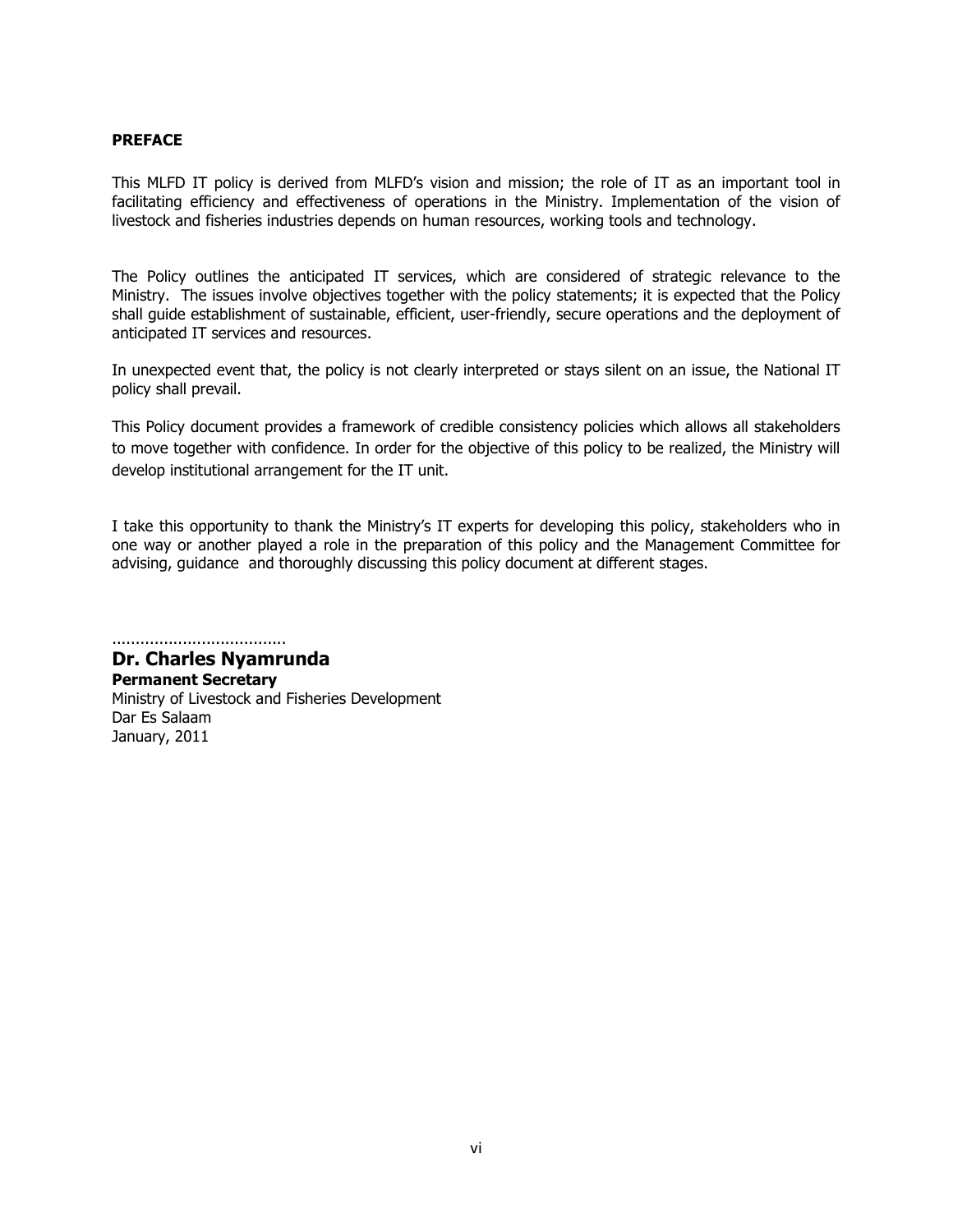## PREFACE

This MLFD IT policy is derived from MLFD's vision and mission; the role of IT as an important tool in facilitating efficiency and effectiveness of operations in the Ministry. Implementation of the vision of livestock and fisheries industries depends on human resources, working tools and technology.

The Policy outlines the anticipated IT services, which are considered of strategic relevance to the Ministry. The issues involve objectives together with the policy statements; it is expected that the Policy shall guide establishment of sustainable, efficient, user-friendly, secure operations and the deployment of anticipated IT services and resources.

In unexpected event that, the policy is not clearly interpreted or stays silent on an issue, the National IT policy shall prevail.

This Policy document provides a framework of credible consistency policies which allows all stakeholders to move together with confidence. In order for the objective of this policy to be realized, the Ministry will develop institutional arrangement for the IT unit.

I take this opportunity to thank the Ministry's IT experts for developing this policy, stakeholders who in one way or another played a role in the preparation of this policy and the Management Committee for advising, guidance and thoroughly discussing this policy document at different stages.

.....................................

**Dr. Charles Nyamrunda**
**Permanent Secretary**
Ministry of Livestock and Fisheries Development
Dar Es Salaam
January, 2011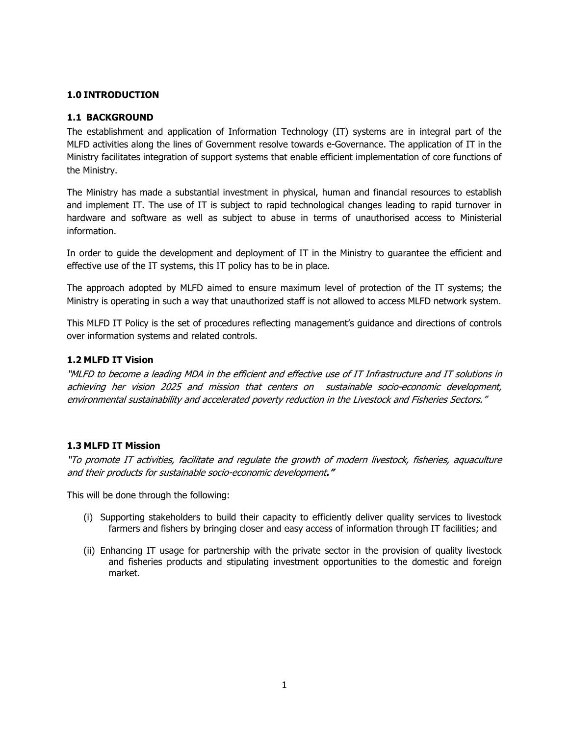# 1.0 INTRODUCTION

## 1.1 BACKGROUND

The establishment and application of Information Technology (IT) systems are in integral part of the MLFD activities along the lines of Government resolve towards e-Governance. The application of IT in the Ministry facilitates integration of support systems that enable efficient implementation of core functions of the Ministry.

The Ministry has made a substantial investment in physical, human and financial resources to establish and implement IT. The use of IT is subject to rapid technological changes leading to rapid turnover in hardware and software as well as subject to abuse in terms of unauthorised access to Ministerial information.

In order to guide the development and deployment of IT in the Ministry to guarantee the efficient and effective use of the IT systems, this IT policy has to be in place.

The approach adopted by MLFD aimed to ensure maximum level of protection of the IT systems; the Ministry is operating in such a way that unauthorized staff is not allowed to access MLFD network system.

This MLFD IT Policy is the set of procedures reflecting management's guidance and directions of controls over information systems and related controls.

## 1.2 MLFD IT Vision

*"MLFD to become a leading MDA in the efficient and effective use of IT Infrastructure and IT solutions in achieving her vision 2025 and mission that centers on sustainable socio-economic development, environmental sustainability and accelerated poverty reduction in the Livestock and Fisheries Sectors."*

## 1.3 MLFD IT Mission

*"To promote IT activities, facilitate and regulate the growth of modern livestock, fisheries, aquaculture and their products for sustainable socio-economic development.***"**

This will be done through the following:

(i) Supporting stakeholders to build their capacity to efficiently deliver quality services to livestock farmers and fishers by bringing closer and easy access of information through IT facilities; and

(ii) Enhancing IT usage for partnership with the private sector in the provision of quality livestock and fisheries products and stipulating investment opportunities to the domestic and foreign market.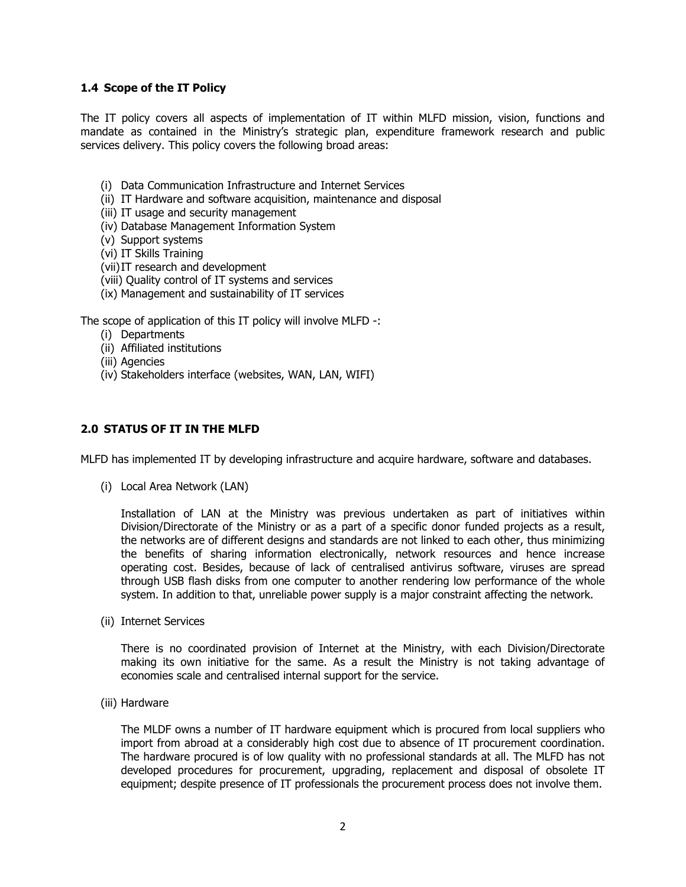### 1.4 Scope of the IT Policy

The IT policy covers all aspects of implementation of IT within MLFD mission, vision, functions and mandate as contained in the Ministry's strategic plan, expenditure framework research and public services delivery. This policy covers the following broad areas:

(i) Data Communication Infrastructure and Internet Services
(ii) IT Hardware and software acquisition, maintenance and disposal
(iii) IT usage and security management
(iv) Database Management Information System
(v) Support systems
(vi) IT Skills Training
(vii) IT research and development
(viii) Quality control of IT systems and services
(ix) Management and sustainability of IT services

The scope of application of this IT policy will involve MLFD -:

(i) Departments
(ii) Affiliated institutions
(iii) Agencies
(iv) Stakeholders interface (websites, WAN, LAN, WIFI)

## 2.0 STATUS OF IT IN THE MLFD

MLFD has implemented IT by developing infrastructure and acquire hardware, software and databases.

(i) Local Area Network (LAN)

Installation of LAN at the Ministry was previous undertaken as part of initiatives within Division/Directorate of the Ministry or as a part of a specific donor funded projects as a result, the networks are of different designs and standards are not linked to each other, thus minimizing the benefits of sharing information electronically, network resources and hence increase operating cost. Besides, because of lack of centralised antivirus software, viruses are spread through USB flash disks from one computer to another rendering low performance of the whole system. In addition to that, unreliable power supply is a major constraint affecting the network.

(ii) Internet Services

There is no coordinated provision of Internet at the Ministry, with each Division/Directorate making its own initiative for the same. As a result the Ministry is not taking advantage of economies scale and centralised internal support for the service.

(iii) Hardware

The MLDF owns a number of IT hardware equipment which is procured from local suppliers who import from abroad at a considerably high cost due to absence of IT procurement coordination. The hardware procured is of low quality with no professional standards at all. The MLFD has not developed procedures for procurement, upgrading, replacement and disposal of obsolete IT equipment; despite presence of IT professionals the procurement process does not involve them.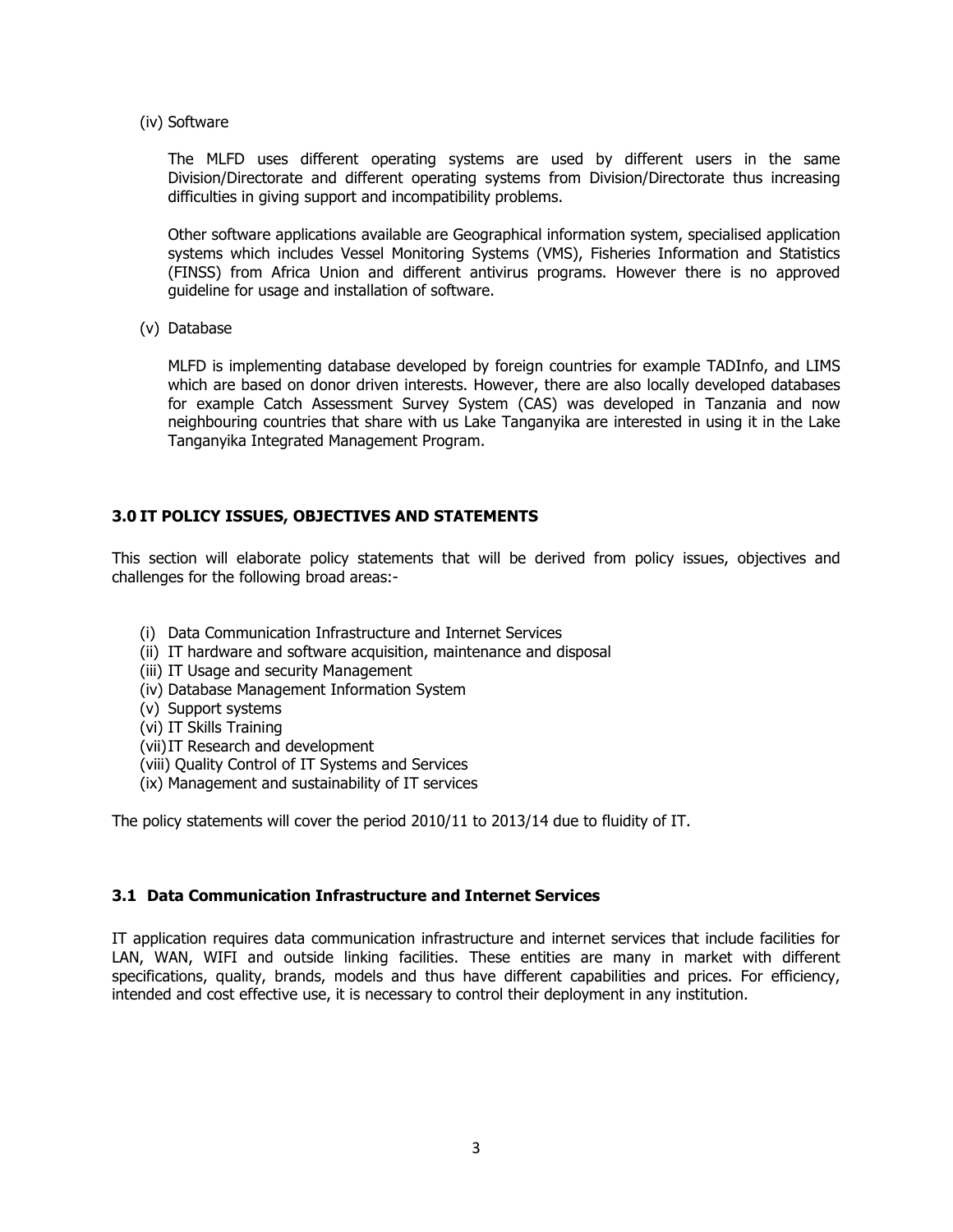(iv) Software

The MLFD uses different operating systems are used by different users in the same Division/Directorate and different operating systems from Division/Directorate thus increasing difficulties in giving support and incompatibility problems.

Other software applications available are Geographical information system, specialised application systems which includes Vessel Monitoring Systems (VMS), Fisheries Information and Statistics (FINSS) from Africa Union and different antivirus programs. However there is no approved guideline for usage and installation of software.

(v) Database

MLFD is implementing database developed by foreign countries for example TADInfo, and LIMS which are based on donor driven interests. However, there are also locally developed databases for example Catch Assessment Survey System (CAS) was developed in Tanzania and now neighbouring countries that share with us Lake Tanganyika are interested in using it in the Lake Tanganyika Integrated Management Program.

## 3.0 IT POLICY ISSUES, OBJECTIVES AND STATEMENTS

This section will elaborate policy statements that will be derived from policy issues, objectives and challenges for the following broad areas:-

(i) Data Communication Infrastructure and Internet Services
(ii) IT hardware and software acquisition, maintenance and disposal
(iii) IT Usage and security Management
(iv) Database Management Information System
(v) Support systems
(vi) IT Skills Training
(vii) IT Research and development
(viii) Quality Control of IT Systems and Services
(ix) Management and sustainability of IT services

The policy statements will cover the period 2010/11 to 2013/14 due to fluidity of IT.

### 3.1 Data Communication Infrastructure and Internet Services

IT application requires data communication infrastructure and internet services that include facilities for LAN, WAN, WIFI and outside linking facilities. These entities are many in market with different specifications, quality, brands, models and thus have different capabilities and prices. For efficiency, intended and cost effective use, it is necessary to control their deployment in any institution.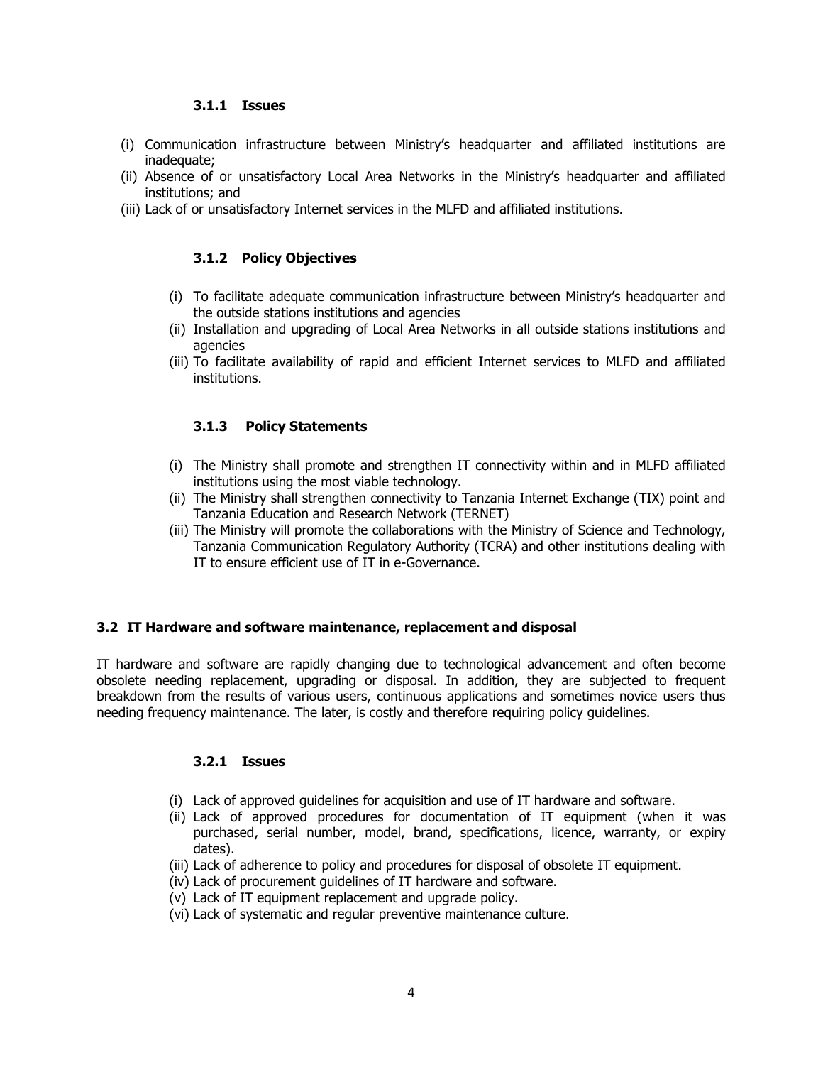### 3.1.1 Issues

(i) Communication infrastructure between Ministry's headquarter and affiliated institutions are inadequate;
(ii) Absence of or unsatisfactory Local Area Networks in the Ministry's headquarter and affiliated institutions; and
(iii) Lack of or unsatisfactory Internet services in the MLFD and affiliated institutions.

### 3.1.2 Policy Objectives

(i) To facilitate adequate communication infrastructure between Ministry's headquarter and the outside stations institutions and agencies
(ii) Installation and upgrading of Local Area Networks in all outside stations institutions and agencies
(iii) To facilitate availability of rapid and efficient Internet services to MLFD and affiliated institutions.

### 3.1.3 Policy Statements

(i) The Ministry shall promote and strengthen IT connectivity within and in MLFD affiliated institutions using the most viable technology.
(ii) The Ministry shall strengthen connectivity to Tanzania Internet Exchange (TIX) point and Tanzania Education and Research Network (TERNET)
(iii) The Ministry will promote the collaborations with the Ministry of Science and Technology, Tanzania Communication Regulatory Authority (TCRA) and other institutions dealing with IT to ensure efficient use of IT in e-Governance.

## 3.2 IT Hardware and software maintenance, replacement and disposal

IT hardware and software are rapidly changing due to technological advancement and often become obsolete needing replacement, upgrading or disposal. In addition, they are subjected to frequent breakdown from the results of various users, continuous applications and sometimes novice users thus needing frequency maintenance. The later, is costly and therefore requiring policy guidelines.

### 3.2.1 Issues

(i) Lack of approved guidelines for acquisition and use of IT hardware and software.
(ii) Lack of approved procedures for documentation of IT equipment (when it was purchased, serial number, model, brand, specifications, licence, warranty, or expiry dates).
(iii) Lack of adherence to policy and procedures for disposal of obsolete IT equipment.
(iv) Lack of procurement guidelines of IT hardware and software.
(v) Lack of IT equipment replacement and upgrade policy.
(vi) Lack of systematic and regular preventive maintenance culture.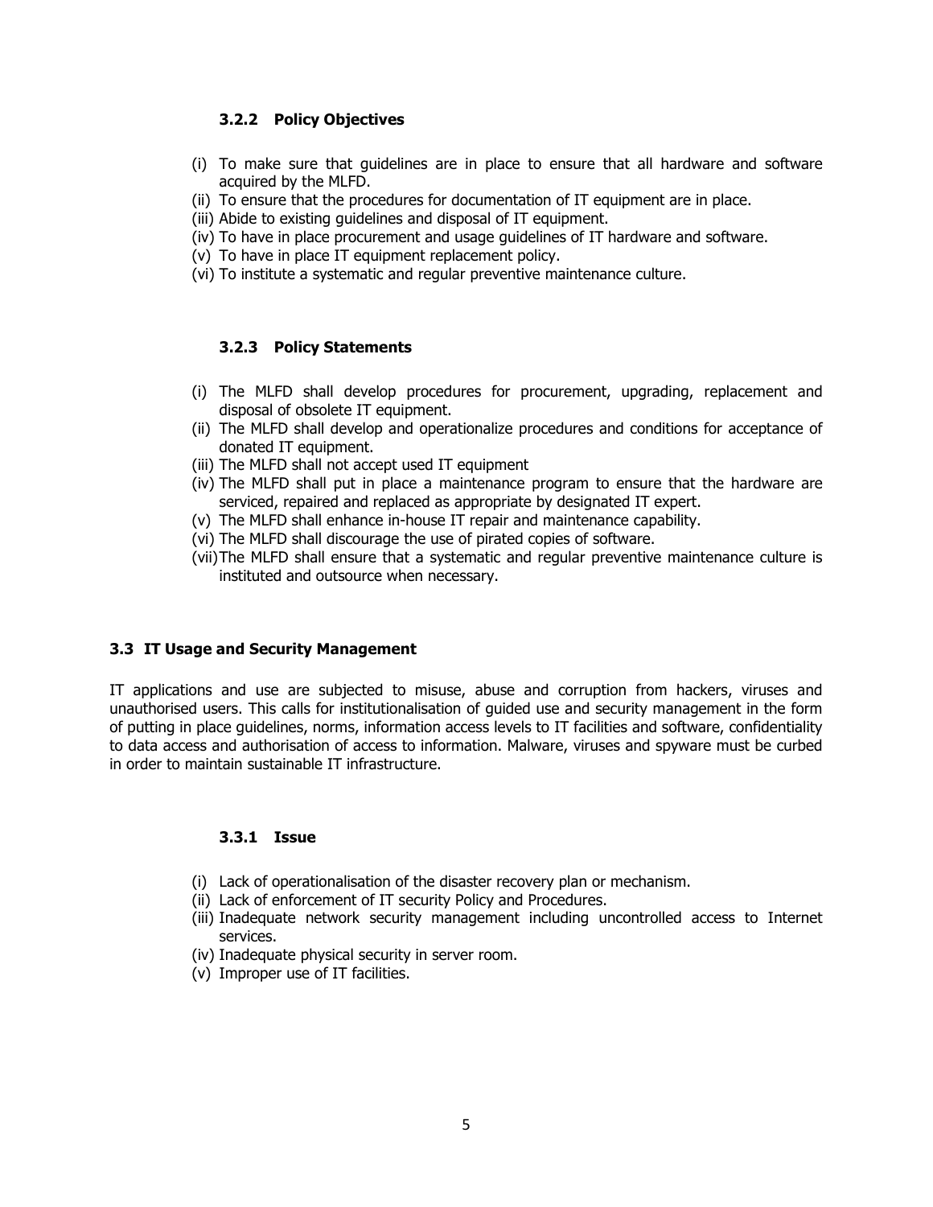#### 3.2.2 Policy Objectives

(i) To make sure that guidelines are in place to ensure that all hardware and software acquired by the MLFD.
(ii) To ensure that the procedures for documentation of IT equipment are in place.
(iii) Abide to existing guidelines and disposal of IT equipment.
(iv) To have in place procurement and usage guidelines of IT hardware and software.
(v) To have in place IT equipment replacement policy.
(vi) To institute a systematic and regular preventive maintenance culture.

#### 3.2.3 Policy Statements

(i) The MLFD shall develop procedures for procurement, upgrading, replacement and disposal of obsolete IT equipment.
(ii) The MLFD shall develop and operationalize procedures and conditions for acceptance of donated IT equipment.
(iii) The MLFD shall not accept used IT equipment
(iv) The MLFD shall put in place a maintenance program to ensure that the hardware are serviced, repaired and replaced as appropriate by designated IT expert.
(v) The MLFD shall enhance in-house IT repair and maintenance capability.
(vi) The MLFD shall discourage the use of pirated copies of software.
(vii) The MLFD shall ensure that a systematic and regular preventive maintenance culture is instituted and outsource when necessary.

### 3.3 IT Usage and Security Management

IT applications and use are subjected to misuse, abuse and corruption from hackers, viruses and unauthorised users. This calls for institutionalisation of guided use and security management in the form of putting in place guidelines, norms, information access levels to IT facilities and software, confidentiality to data access and authorisation of access to information. Malware, viruses and spyware must be curbed in order to maintain sustainable IT infrastructure.

#### 3.3.1 Issue

(i) Lack of operationalisation of the disaster recovery plan or mechanism.
(ii) Lack of enforcement of IT security Policy and Procedures.
(iii) Inadequate network security management including uncontrolled access to Internet services.
(iv) Inadequate physical security in server room.
(v) Improper use of IT facilities.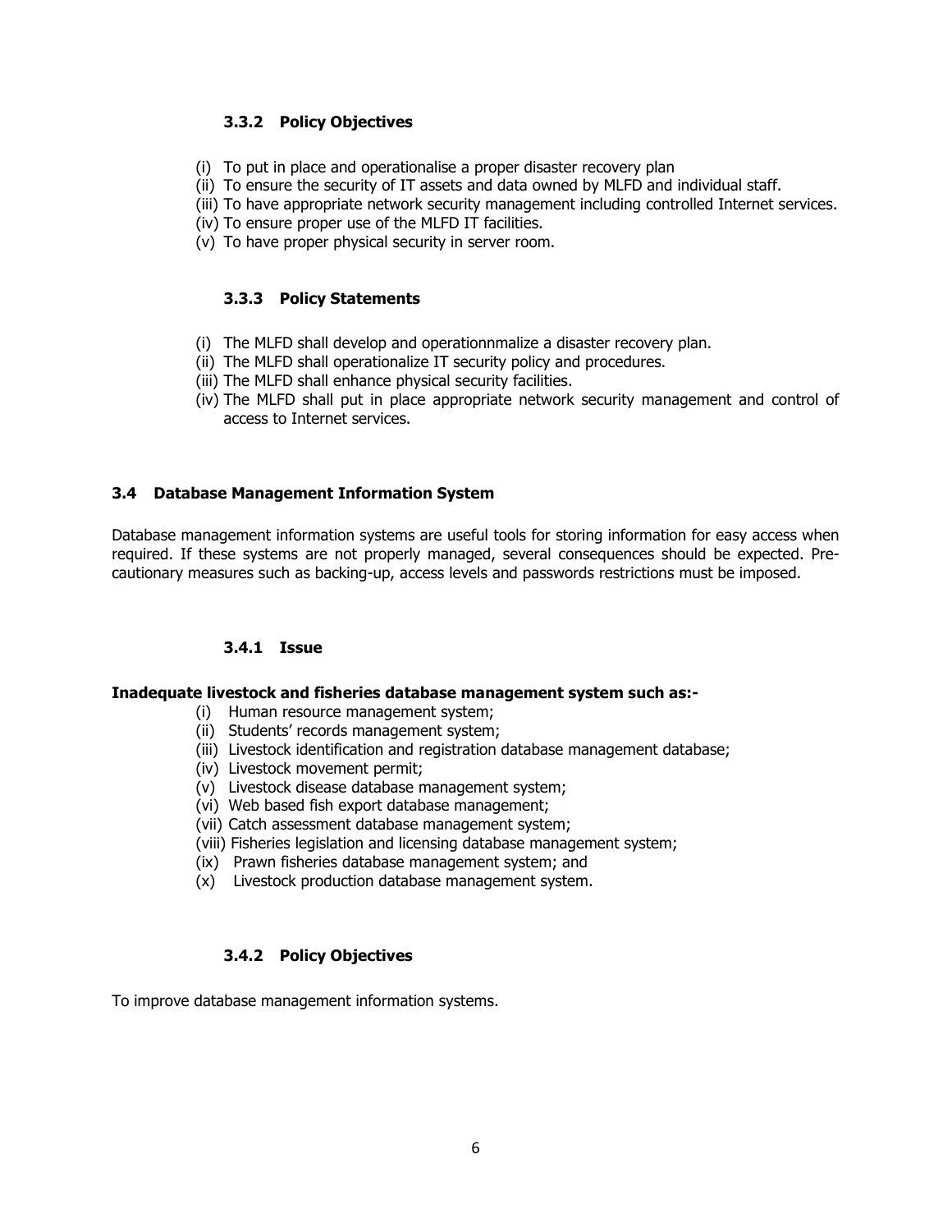#### 3.3.2 Policy Objectives

(i) To put in place and operationalise a proper disaster recovery plan
(ii) To ensure the security of IT assets and data owned by MLFD and individual staff.
(iii) To have appropriate network security management including controlled Internet services.
(iv) To ensure proper use of the MLFD IT facilities.
(v) To have proper physical security in server room.

#### 3.3.3 Policy Statements

(i) The MLFD shall develop and operationnmalize a disaster recovery plan.
(ii) The MLFD shall operationalize IT security policy and procedures.
(iii) The MLFD shall enhance physical security facilities.
(iv) The MLFD shall put in place appropriate network security management and control of access to Internet services.

### 3.4 Database Management Information System

Database management information systems are useful tools for storing information for easy access when required. If these systems are not properly managed, several consequences should be expected. Pre-cautionary measures such as backing-up, access levels and passwords restrictions must be imposed.

#### 3.4.1 Issue

**Inadequate livestock and fisheries database management system such as:-**

(i) Human resource management system;
(ii) Students' records management system;
(iii) Livestock identification and registration database management database;
(iv) Livestock movement permit;
(v) Livestock disease database management system;
(vi) Web based fish export database management;
(vii) Catch assessment database management system;
(viii) Fisheries legislation and licensing database management system;
(ix) Prawn fisheries database management system; and
(x) Livestock production database management system.

#### 3.4.2 Policy Objectives

To improve database management information systems.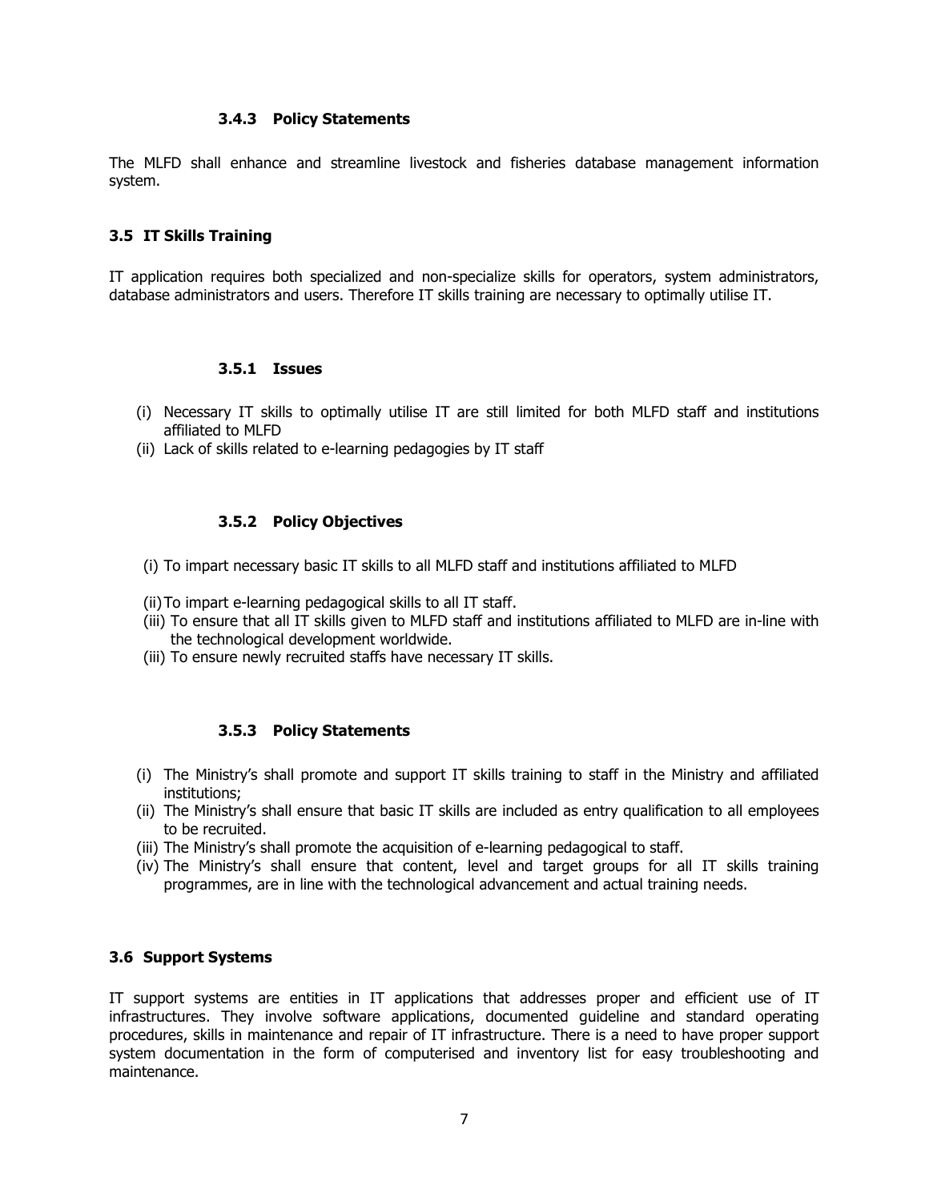#### 3.4.3 Policy Statements

The MLFD shall enhance and streamline livestock and fisheries database management information system.

### 3.5 IT Skills Training

IT application requires both specialized and non-specialize skills for operators, system administrators, database administrators and users. Therefore IT skills training are necessary to optimally utilise IT.

#### 3.5.1 Issues

(i) Necessary IT skills to optimally utilise IT are still limited for both MLFD staff and institutions affiliated to MLFD
(ii) Lack of skills related to e-learning pedagogies by IT staff

#### 3.5.2 Policy Objectives

(i) To impart necessary basic IT skills to all MLFD staff and institutions affiliated to MLFD

(ii) To impart e-learning pedagogical skills to all IT staff.
(iii) To ensure that all IT skills given to MLFD staff and institutions affiliated to MLFD are in-line with the technological development worldwide.
(iii) To ensure newly recruited staffs have necessary IT skills.

#### 3.5.3 Policy Statements

(i) The Ministry's shall promote and support IT skills training to staff in the Ministry and affiliated institutions;
(ii) The Ministry's shall ensure that basic IT skills are included as entry qualification to all employees to be recruited.
(iii) The Ministry's shall promote the acquisition of e-learning pedagogical to staff.
(iv) The Ministry's shall ensure that content, level and target groups for all IT skills training programmes, are in line with the technological advancement and actual training needs.

### 3.6 Support Systems

IT support systems are entities in IT applications that addresses proper and efficient use of IT infrastructures. They involve software applications, documented guideline and standard operating procedures, skills in maintenance and repair of IT infrastructure. There is a need to have proper support system documentation in the form of computerised and inventory list for easy troubleshooting and maintenance.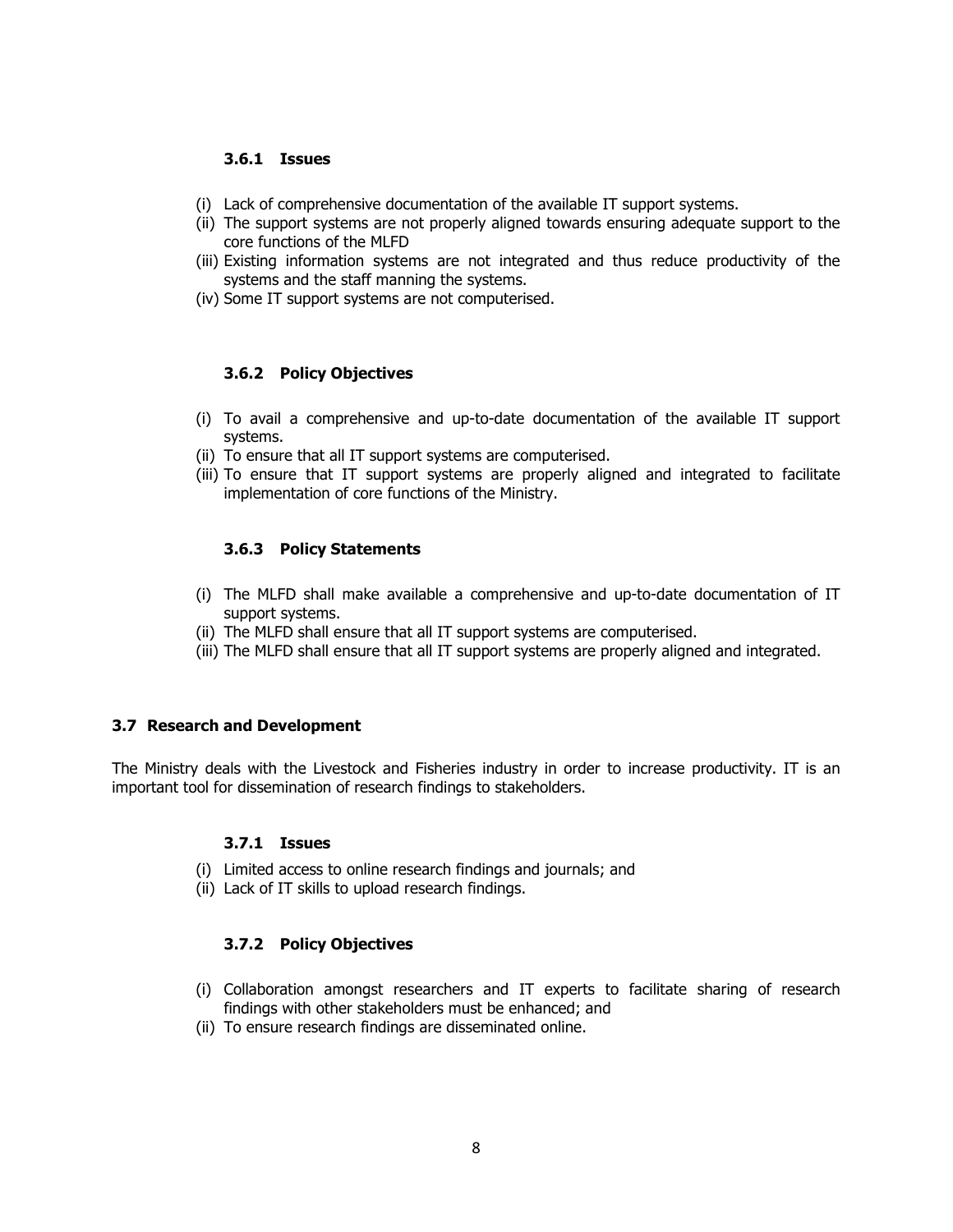### 3.6.1 Issues

(i) Lack of comprehensive documentation of the available IT support systems.
(ii) The support systems are not properly aligned towards ensuring adequate support to the core functions of the MLFD
(iii) Existing information systems are not integrated and thus reduce productivity of the systems and the staff manning the systems.
(iv) Some IT support systems are not computerised.

### 3.6.2 Policy Objectives

(i) To avail a comprehensive and up-to-date documentation of the available IT support systems.
(ii) To ensure that all IT support systems are computerised.
(iii) To ensure that IT support systems are properly aligned and integrated to facilitate implementation of core functions of the Ministry.

### 3.6.3 Policy Statements

(i) The MLFD shall make available a comprehensive and up-to-date documentation of IT support systems.
(ii) The MLFD shall ensure that all IT support systems are computerised.
(iii) The MLFD shall ensure that all IT support systems are properly aligned and integrated.

## 3.7 Research and Development

The Ministry deals with the Livestock and Fisheries industry in order to increase productivity. IT is an important tool for dissemination of research findings to stakeholders.

### 3.7.1 Issues

(i) Limited access to online research findings and journals; and
(ii) Lack of IT skills to upload research findings.

### 3.7.2 Policy Objectives

(i) Collaboration amongst researchers and IT experts to facilitate sharing of research findings with other stakeholders must be enhanced; and
(ii) To ensure research findings are disseminated online.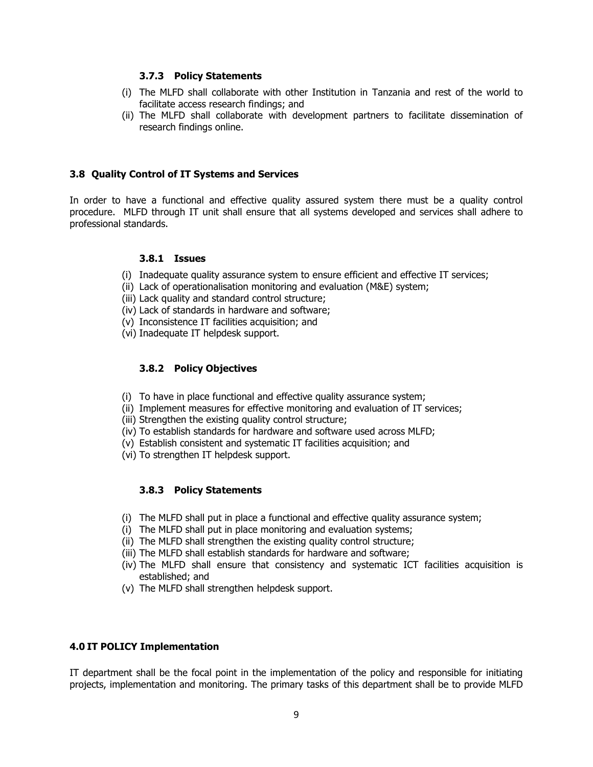#### 3.7.3 Policy Statements

(i) The MLFD shall collaborate with other Institution in Tanzania and rest of the world to facilitate access research findings; and
(ii) The MLFD shall collaborate with development partners to facilitate dissemination of research findings online.

### 3.8 Quality Control of IT Systems and Services

In order to have a functional and effective quality assured system there must be a quality control procedure. MLFD through IT unit shall ensure that all systems developed and services shall adhere to professional standards.

#### 3.8.1 Issues

(i) Inadequate quality assurance system to ensure efficient and effective IT services;
(ii) Lack of operationalisation monitoring and evaluation (M&E) system;
(iii) Lack quality and standard control structure;
(iv) Lack of standards in hardware and software;
(v) Inconsistence IT facilities acquisition; and
(vi) Inadequate IT helpdesk support.

#### 3.8.2 Policy Objectives

(i) To have in place functional and effective quality assurance system;
(ii) Implement measures for effective monitoring and evaluation of IT services;
(iii) Strengthen the existing quality control structure;
(iv) To establish standards for hardware and software used across MLFD;
(v) Establish consistent and systematic IT facilities acquisition; and
(vi) To strengthen IT helpdesk support.

#### 3.8.3 Policy Statements

(i) The MLFD shall put in place a functional and effective quality assurance system;
(i) The MLFD shall put in place monitoring and evaluation systems;
(ii) The MLFD shall strengthen the existing quality control structure;
(iii) The MLFD shall establish standards for hardware and software;
(iv) The MLFD shall ensure that consistency and systematic ICT facilities acquisition is established; and
(v) The MLFD shall strengthen helpdesk support.

## 4.0 IT POLICY Implementation

IT department shall be the focal point in the implementation of the policy and responsible for initiating projects, implementation and monitoring. The primary tasks of this department shall be to provide MLFD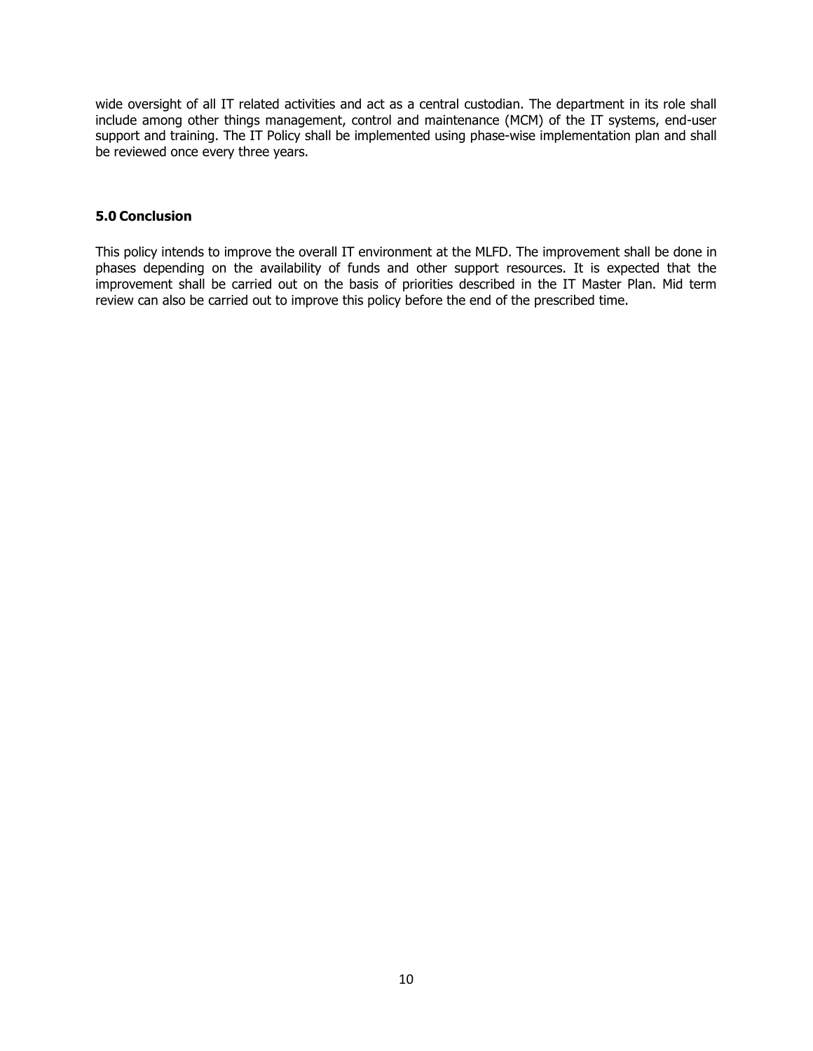wide oversight of all IT related activities and act as a central custodian. The department in its role shall include among other things management, control and maintenance (MCM) of the IT systems, end-user support and training. The IT Policy shall be implemented using phase-wise implementation plan and shall be reviewed once every three years.

### 5.0 Conclusion

This policy intends to improve the overall IT environment at the MLFD. The improvement shall be done in phases depending on the availability of funds and other support resources. It is expected that the improvement shall be carried out on the basis of priorities described in the IT Master Plan. Mid term review can also be carried out to improve this policy before the end of the prescribed time.